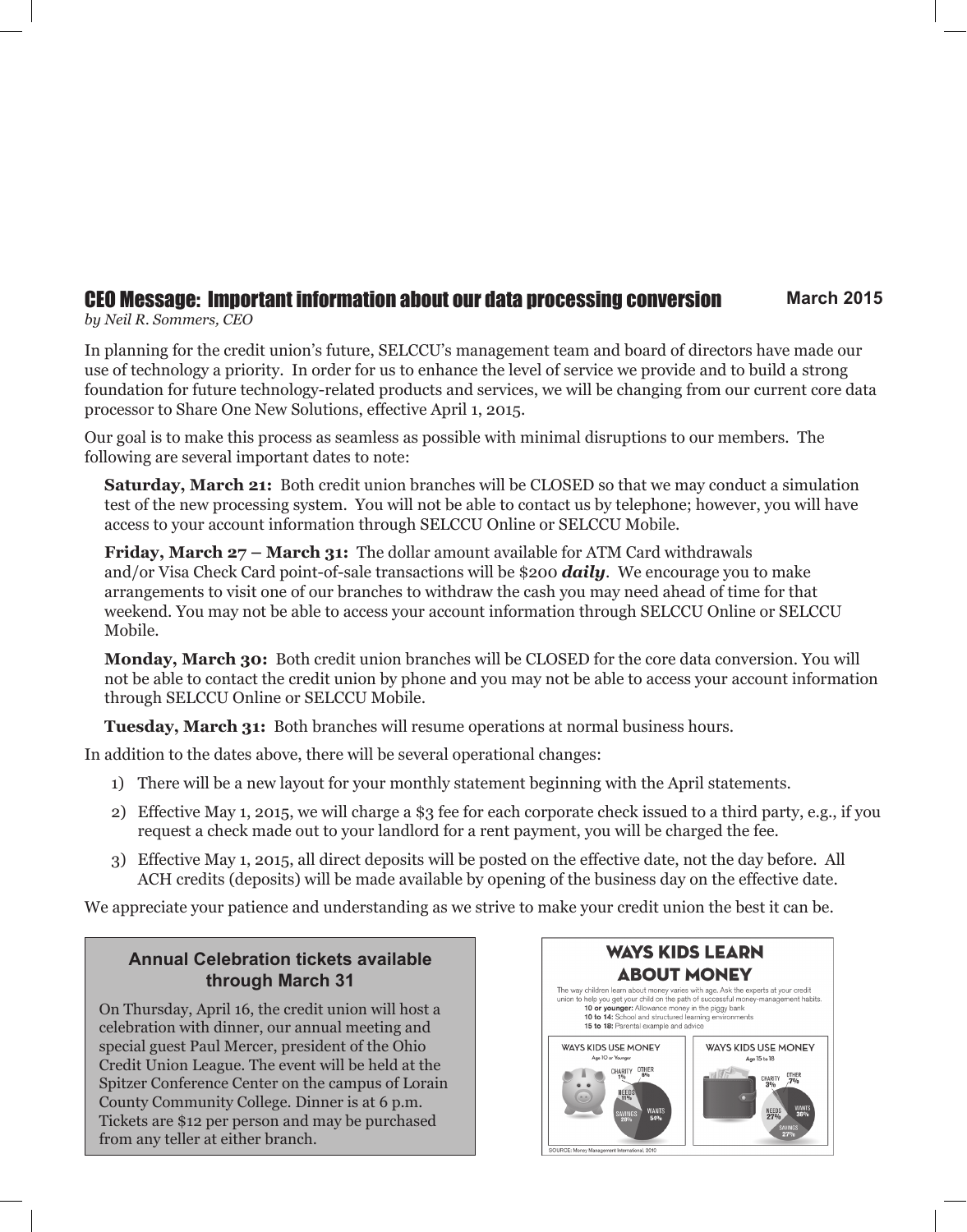## CEO Message: Important information about our data processing conversion

**March 2015**

*by Neil R. Sommers, CEO*

In planning for the credit union's future, SELCCU's management team and board of directors have made our use of technology a priority. In order for us to enhance the level of service we provide and to build a strong foundation for future technology-related products and services, we will be changing from our current core data processor to Share One New Solutions, effective April 1, 2015.

Our goal is to make this process as seamless as possible with minimal disruptions to our members. The following are several important dates to note:

**Saturday, March 21:** Both credit union branches will be CLOSED so that we may conduct a simulation test of the new processing system. You will not be able to contact us by telephone; however, you will have access to your account information through SELCCU Online or SELCCU Mobile.

**Friday, March 27 – March 31:** The dollar amount available for ATM Card withdrawals and/or Visa Check Card point-of-sale transactions will be $200 ***daily***. We encourage you to make arrangements to visit one of our branches to withdraw the cash you may need ahead of time for that weekend. You may not be able to access your account information through SELCCU Online or SELCCU Mobile.

**Monday, March 30:** Both credit union branches will be CLOSED for the core data conversion. You will not be able to contact the credit union by phone and you may not be able to access your account information through SELCCU Online or SELCCU Mobile.

**Tuesday, March 31:** Both branches will resume operations at normal business hours.

In addition to the dates above, there will be several operational changes:

1) There will be a new layout for your monthly statement beginning with the April statements.
2) Effective May 1, 2015, we will charge a $3 fee for each corporate check issued to a third party, e.g., if you request a check made out to your landlord for a rent payment, you will be charged the fee.
3) Effective May 1, 2015, all direct deposits will be posted on the effective date, not the day before. All ACH credits (deposits) will be made available by opening of the business day on the effective date.

We appreciate your patience and understanding as we strive to make your credit union the best it can be.

### Annual Celebration tickets available through March 31

On Thursday, April 16, the credit union will host a celebration with dinner, our annual meeting and special guest Paul Mercer, president of the Ohio Credit Union League. The event will be held at the Spitzer Conference Center on the campus of Lorain County Community College. Dinner is at 6 p.m. Tickets are $12 per person and may be purchased from any teller at either branch.

### WAYS KIDS LEARN ABOUT MONEY

The way children learn about money varies with age. Ask the experts at your credit union to help you get your child on the path of successful money-management habits.

**10 or younger:** Allowance money in the piggy bank
**10 to 14:** School and structured learning environments
**15 to 18:** Parental example and advice

**WAYS KIDS USE MONEY** (Age 10 or Younger)

| Category | Percent |
|---|---|
| Wants | 54% |
| Savings | 28% |
| Needs | 11% |
| Other | 6% |
| Charity | 1% |

**WAYS KIDS USE MONEY** (Age 15 to 18)

| Category | Percent |
|---|---|
| Wants | 36% |
| Savings | 27% |
| Needs | 27% |
| Other | 7% |
| Charity | 3% |

SOURCE: Money Management International, 2010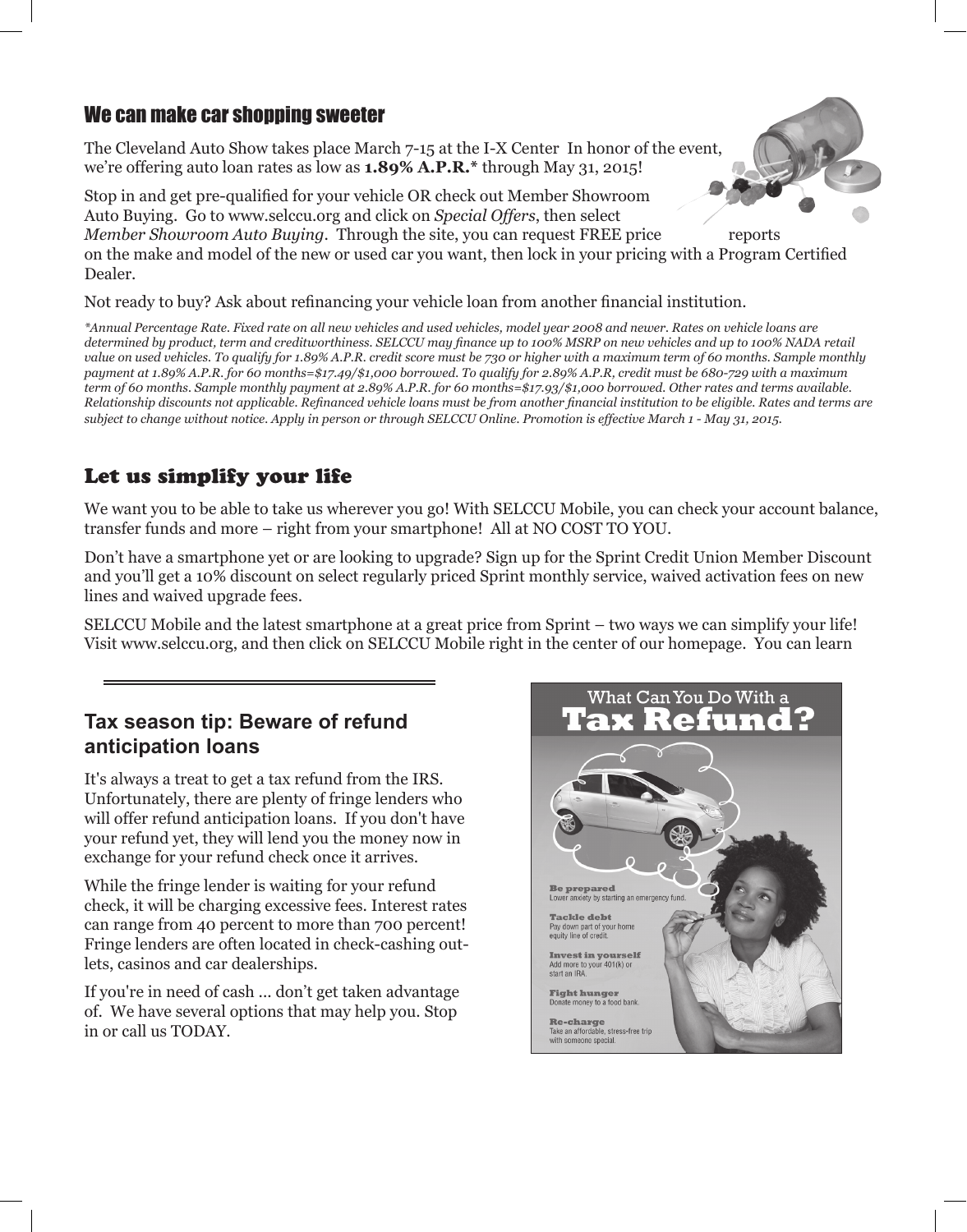## We can make car shopping sweeter

The Cleveland Auto Show takes place March 7-15 at the I-X Center In honor of the event, we're offering auto loan rates as low as **1.89% A.P.R.*** through May 31, 2015!

Stop in and get pre-qualified for your vehicle OR check out Member Showroom Auto Buying. Go to www.selccu.org and click on *Special Offers*, then select *Member Showroom Auto Buying*. Through the site, you can request FREE price reports on the make and model of the new or used car you want, then lock in your pricing with a Program Certified Dealer.

Not ready to buy? Ask about refinancing your vehicle loan from another financial institution.

*\*Annual Percentage Rate. Fixed rate on all new vehicles and used vehicles, model year 2008 and newer. Rates on vehicle loans are determined by product, term and creditworthiness. SELCCU may finance up to 100% MSRP on new vehicles and up to 100% NADA retail value on used vehicles. To qualify for 1.89% A.P.R. credit score must be 730 or higher with a maximum term of 60 months. Sample monthly payment at 1.89% A.P.R. for 60 months=$17.49/$1,000 borrowed. To qualify for 2.89% A.P.R, credit must be 680-729 with a maximum term of 60 months. Sample monthly payment at 2.89% A.P.R. for 60 months=$17.93/$1,000 borrowed. Other rates and terms available. Relationship discounts not applicable. Refinanced vehicle loans must be from another financial institution to be eligible. Rates and terms are subject to change without notice. Apply in person or through SELCCU Online. Promotion is effective March 1 - May 31, 2015.*

## Let us simplify your life

We want you to be able to take us wherever you go! With SELCCU Mobile, you can check your account balance, transfer funds and more – right from your smartphone! All at NO COST TO YOU.

Don't have a smartphone yet or are looking to upgrade? Sign up for the Sprint Credit Union Member Discount and you'll get a 10% discount on select regularly priced Sprint monthly service, waived activation fees on new lines and waived upgrade fees.

SELCCU Mobile and the latest smartphone at a great price from Sprint – two ways we can simplify your life! Visit www.selccu.org, and then click on SELCCU Mobile right in the center of our homepage. You can learn

## Tax season tip: Beware of refund anticipation loans

It's always a treat to get a tax refund from the IRS. Unfortunately, there are plenty of fringe lenders who will offer refund anticipation loans. If you don't have your refund yet, they will lend you the money now in exchange for your refund check once it arrives.

While the fringe lender is waiting for your refund check, it will be charging excessive fees. Interest rates can range from 40 percent to more than 700 percent! Fringe lenders are often located in check-cashing outlets, casinos and car dealerships.

If you're in need of cash ... don't get taken advantage of. We have several options that may help you. Stop in or call us TODAY.

What Can You Do With a

**Tax Refund?**

**Be prepared**
Lower anxiety by starting an emergency fund.

**Tackle debt**
Pay down part of your home equity line of credit.

**Invest in yourself**
Add more to your 401(k) or start an IRA.

**Fight hunger**
Donate money to a food bank.

**Re-charge**
Take an affordable, stress-free trip with someone special.